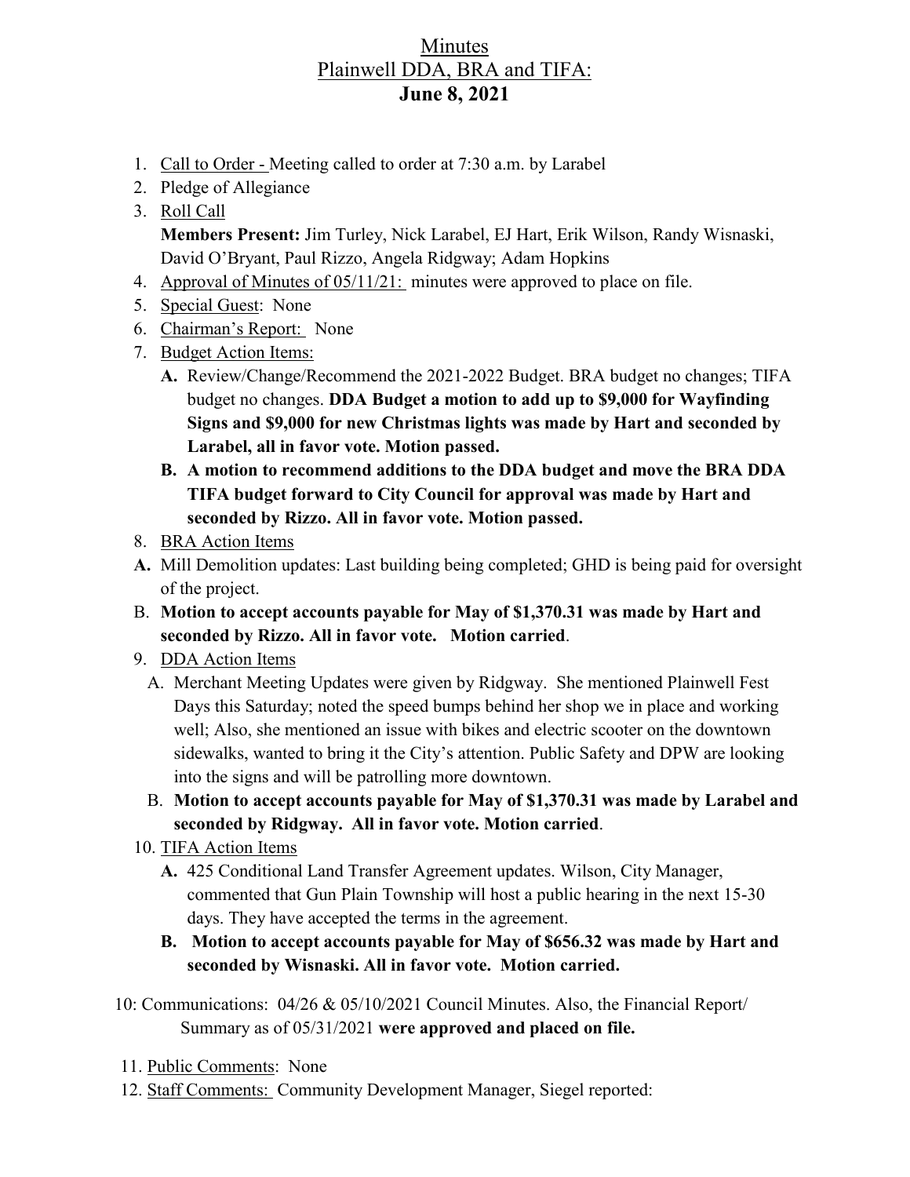# Minutes
## Plainwell DDA, BRA and TIFA:
## June 8, 2021

1. Call to Order - Meeting called to order at 7:30 a.m. by Larabel
2. Pledge of Allegiance
3. Roll Call
   **Members Present:** Jim Turley, Nick Larabel, EJ Hart, Erik Wilson, Randy Wisnaski, David O'Bryant, Paul Rizzo, Angela Ridgway; Adam Hopkins
4. Approval of Minutes of 05/11/21: minutes were approved to place on file.
5. Special Guest: None
6. Chairman's Report: None
7. Budget Action Items:
   **A.** Review/Change/Recommend the 2021-2022 Budget. BRA budget no changes; TIFA budget no changes. **DDA Budget a motion to add up to $9,000 for Wayfinding Signs and $9,000 for new Christmas lights was made by Hart and seconded by Larabel, all in favor vote. Motion passed.**
   **B. A motion to recommend additions to the DDA budget and move the BRA DDA TIFA budget forward to City Council for approval was made by Hart and seconded by Rizzo. All in favor vote. Motion passed.**
8. BRA Action Items

   **A.** Mill Demolition updates: Last building being completed; GHD is being paid for oversight of the project.

   B. **Motion to accept accounts payable for May of $1,370.31 was made by Hart and seconded by Rizzo. All in favor vote. Motion carried**.
9. DDA Action Items
   A. Merchant Meeting Updates were given by Ridgway. She mentioned Plainwell Fest Days this Saturday; noted the speed bumps behind her shop we in place and working well; Also, she mentioned an issue with bikes and electric scooter on the downtown sidewalks, wanted to bring it the City's attention. Public Safety and DPW are looking into the signs and will be patrolling more downtown.
   B. **Motion to accept accounts payable for May of $1,370.31 was made by Larabel and seconded by Ridgway. All in favor vote. Motion carried**.
10. TIFA Action Items
    **A.** 425 Conditional Land Transfer Agreement updates. Wilson, City Manager, commented that Gun Plain Township will host a public hearing in the next 15-30 days. They have accepted the terms in the agreement.
    **B. Motion to accept accounts payable for May of $656.32 was made by Hart and seconded by Wisnaski. All in favor vote. Motion carried.**

10: Communications: 04/26 & 05/10/2021 Council Minutes. Also, the Financial Report/ Summary as of 05/31/2021 **were approved and placed on file.**

11. Public Comments: None
12. Staff Comments: Community Development Manager, Siegel reported: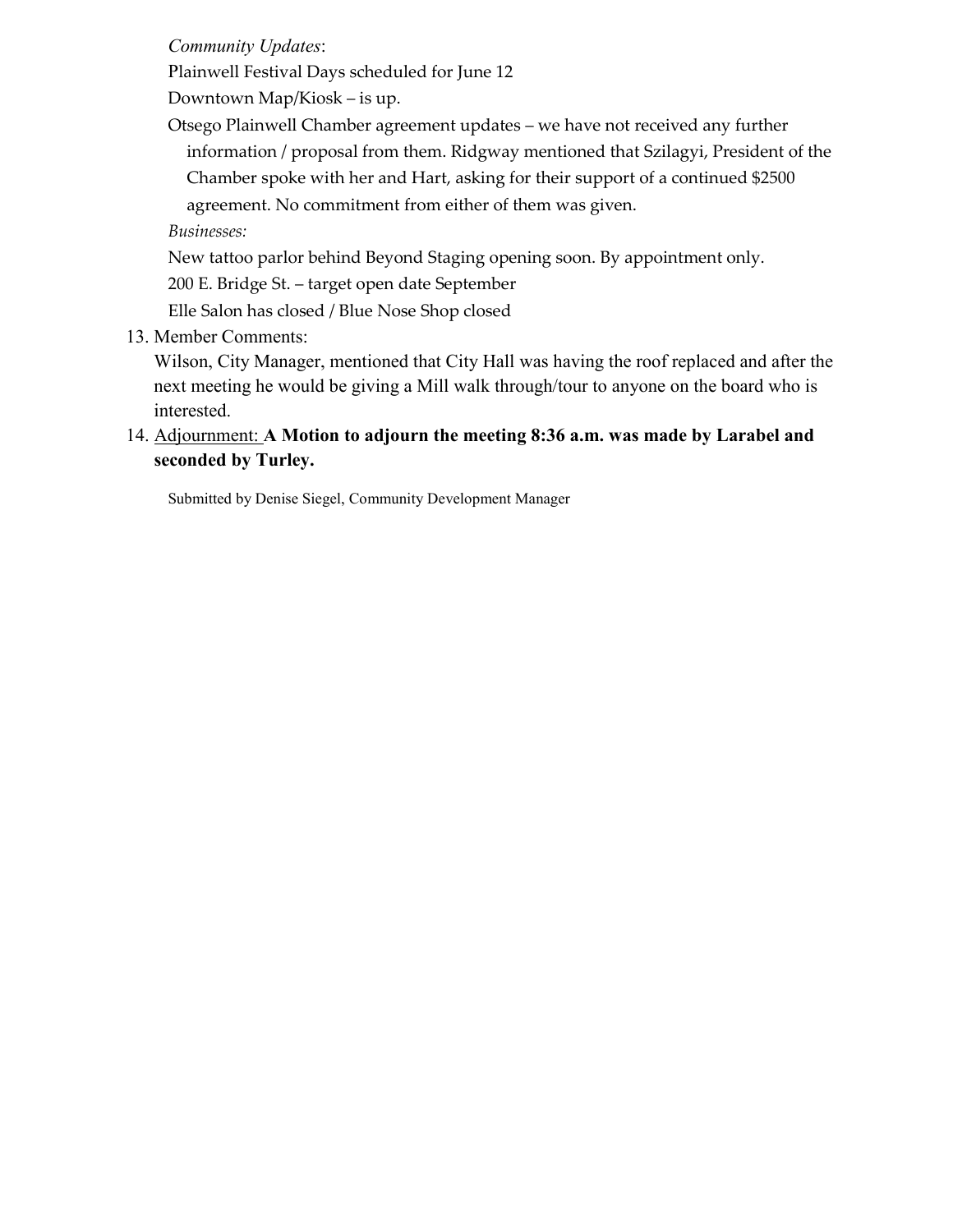*Community Updates*:

Plainwell Festival Days scheduled for June 12

Downtown Map/Kiosk – is up.

Otsego Plainwell Chamber agreement updates – we have not received any further information / proposal from them. Ridgway mentioned that Szilagyi, President of the Chamber spoke with her and Hart, asking for their support of a continued $2500 agreement. No commitment from either of them was given.

*Businesses:*

New tattoo parlor behind Beyond Staging opening soon. By appointment only.

200 E. Bridge St. – target open date September

Elle Salon has closed / Blue Nose Shop closed

13. Member Comments:

    Wilson, City Manager, mentioned that City Hall was having the roof replaced and after the next meeting he would be giving a Mill walk through/tour to anyone on the board who is interested.

14. Adjournment: **A Motion to adjourn the meeting 8:36 a.m. was made by Larabel and seconded by Turley.**

Submitted by Denise Siegel, Community Development Manager